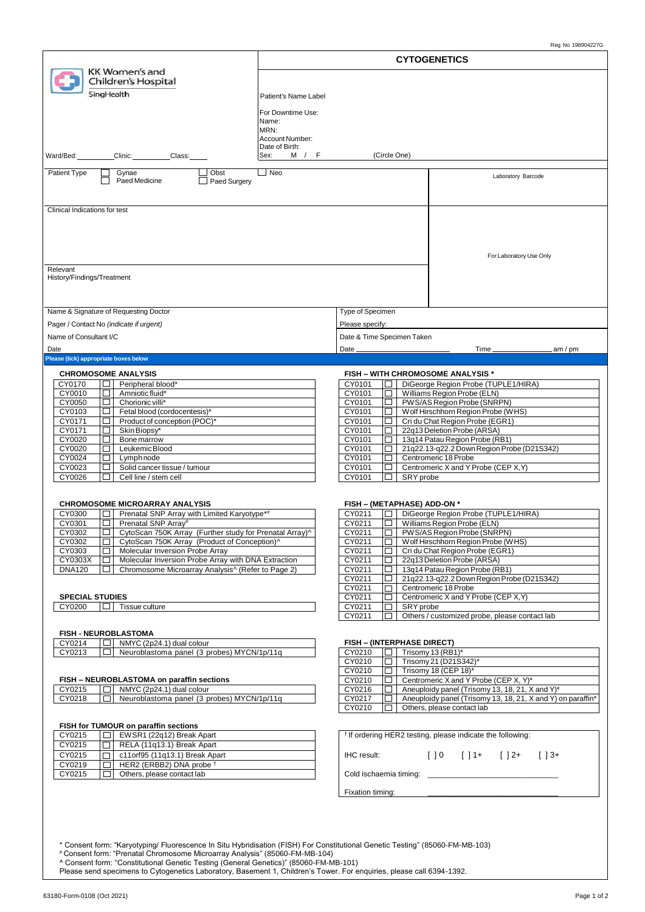Reg No 198904227G

KK Women's and Children's Hospital
SingHealth

## CYTOGENETICS

Patient's Name Label

For Downtime Use:
Name:
MRN:
Account Number:
Date of Birth:
Sex: M / F (Circle One)

Ward/Bed:\_\_\_\_\_\_ Clinic:\_\_\_\_\_\_ Class:\_\_\_\_\_\_

Patient Type ☐ Gynae ☐ Obst ☐ Neo
☐ Paed Medicine ☐ Paed Surgery

Laboratory Barcode

Clinical Indications for test

For Laboratory Use Only

Relevant History/Findings/Treatment

Name & Signature of Requesting Doctor

Pager / Contact No *(indicate if urgent)*

Name of Consultant I/C

Date

Type of Specimen

Please specify:

Date & Time Specimen Taken

Date \_\_\_\_\_\_\_\_\_\_\_\_ Time \_\_\_\_\_\_\_\_\_\_\_\_ am / pm

**Please (tick) appropriate boxes below**

### CHROMOSOME ANALYSIS

| Code | ☐ | Test |
|---|---|---|
| CY0170 | ☐ | Peripheral blood* |
| CY0010 | ☐ | Amniotic fluid* |
| CY0050 | ☐ | Chorionic villi* |
| CY0103 | ☐ | Fetal blood (cordocentesis)* |
| CY0171 | ☐ | Product of conception (POC)* |
| CY0171 | ☐ | Skin Biopsy* |
| CY0020 | ☐ | Bone marrow |
| CY0020 | ☐ | Leukemic Blood |
| CY0024 | ☐ | Lymph node |
| CY0023 | ☐ | Solid cancer tissue / tumour |
| CY0026 | ☐ | Cell line / stem cell |

### CHROMOSOME MICROARRAY ANALYSIS

| Code | ☐ | Test |
|---|---|---|
| CY0300 | ☐ | Prenatal SNP Array with Limited Karyotype*# |
| CY0301 | ☐ | Prenatal SNP Array# |
| CY0302 | ☐ | CytoScan 750K Array (Further study for Prenatal Array)^ |
| CY0302 | ☐ | CytoScan 750K Array (Product of Conception)^ |
| CY0303 | ☐ | Molecular Inversion Probe Array |
| CY0303X | ☐ | Molecular Inversion Probe Array with DNA Extraction |
| DNA120 | ☐ | Chromosome Microarray Analysis^ (Refer to Page 2) |

### SPECIAL STUDIES

| Code | ☐ | Test |
|---|---|---|
| CY0200 | ☐ | Tissue culture |

### FISH - NEUROBLASTOMA

| Code | ☐ | Test |
|---|---|---|
| CY0214 | ☐ | NMYC (2p24.1) dual colour |
| CY0213 | ☐ | Neuroblastoma panel (3 probes) MYCN/1p/11q |

### FISH – NEUROBLASTOMA on paraffin sections

| Code | ☐ | Test |
|---|---|---|
| CY0215 | ☐ | NMYC (2p24.1) dual colour |
| CY0218 | ☐ | Neuroblastoma panel (3 probes) MYCN/1p/11q |

### FISH for TUMOUR on paraffin sections

| Code | ☐ | Test |
|---|---|---|
| CY0215 | ☐ | EWSR1 (22q12) Break Apart |
| CY0215 | ☐ | RELA (11q13.1) Break Apart |
| CY0215 | ☐ | c11orf95 (11q13.1) Break Apart |
| CY0219 | ☐ | HER2 (ERBB2) DNA probe † |
| CY0215 | ☐ | Others, please contact lab |

### FISH – WITH CHROMOSOME ANALYSIS *

| Code | ☐ | Test |
|---|---|---|
| CY0101 | ☐ | DiGeorge Region Probe (TUPLE1/HIRA) |
| CY0101 | ☐ | Williams Region Probe (ELN) |
| CY0101 | ☐ | PWS/AS Region Probe (SNRPN) |
| CY0101 | ☐ | Wolf Hirschhorn Region Probe (WHS) |
| CY0101 | ☐ | Cri du Chat Region Probe (EGR1) |
| CY0101 | ☐ | 22q13 Deletion Probe (ARSA) |
| CY0101 | ☐ | 13q14 Patau Region Probe (RB1) |
| CY0101 | ☐ | 21q22.13-q22.2 Down Region Probe (D21S342) |
| CY0101 | ☐ | Centromeric 18 Probe |
| CY0101 | ☐ | Centromeric X and Y Probe (CEP X,Y) |
| CY0101 | ☐ | SRY probe |

### FISH – (METAPHASE) ADD-ON *

| Code | ☐ | Test |
|---|---|---|
| CY0211 | ☐ | DiGeorge Region Probe (TUPLE1/HIRA) |
| CY0211 | ☐ | Williams Region Probe (ELN) |
| CY0211 | ☐ | PWS/AS Region Probe (SNRPN) |
| CY0211 | ☐ | Wolf Hirschhorn Region Probe (WHS) |
| CY0211 | ☐ | Cri du Chat Region Probe (EGR1) |
| CY0211 | ☐ | 22q13 Deletion Probe (ARSA) |
| CY0211 | ☐ | 13q14 Patau Region Probe (RB1) |
| CY0211 | ☐ | 21q22.13-q22.2 Down Region Probe (D21S342) |
| CY0211 | ☐ | Centromeric 18 Probe |
| CY0211 | ☐ | Centromeric X and Y Probe (CEP X,Y) |
| CY0211 | ☐ | SRY probe |
| CY0211 | ☐ | Others / customized probe, please contact lab |

### FISH – (INTERPHASE DIRECT)

| Code | ☐ | Test |
|---|---|---|
| CY0210 | ☐ | Trisomy 13 (RB1)* |
| CY0210 | ☐ | Trisomy 21 (D21S342)* |
| CY0210 | ☐ | Trisomy 18 (CEP 18)* |
| CY0210 | ☐ | Centromeric X and Y Probe (CEP X, Y)* |
| CY0216 | ☐ | Aneuploidy panel (Trisomy 13, 18, 21, X and Y)* |
| CY0217 | ☐ | Aneuploidy panel (Trisomy 13, 18, 21, X and Y) on paraffin* |
| CY0210 | ☐ | Others, please contact lab |

† If ordering HER2 testing, please indicate the following:

IHC result: [ ] 0 [ ] 1+ [ ] 2+ [ ] 3+

Cold ischaemia timing: \_\_\_\_\_\_\_\_\_\_\_\_\_\_\_\_\_\_\_\_

Fixation timing: \_\_\_\_\_\_\_\_\_\_\_\_\_\_\_\_\_\_\_\_

\* Consent form: "Karyotyping/ Fluorescence In Situ Hybridisation (FISH) For Constitutional Genetic Testing" (85060-FM-MB-103)
[#] Consent form: "Prenatal Chromosome Microarray Analysis" (85060-FM-MB-104)
^ Consent form: "Constitutional Genetic Testing (General Genetics)" (85060-FM-MB-101)
Please send specimens to Cytogenetics Laboratory, Basement 1, Children's Tower. For enquiries, please call 6394-1392.

63180-Form-0108 (Oct 2021)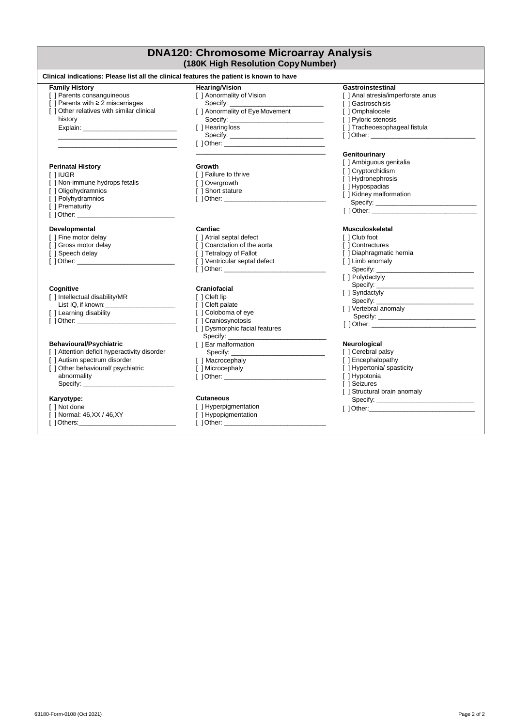# DNA120: Chromosome Microarray Analysis
## (180K High Resolution Copy Number)

**Clinical indications: Please list all the clinical features the patient is known to have**

**Family History**
[ ] Parents consanguineous
[ ] Parents with ≥ 2 miscarriages
[ ] Other relatives with similar clinical history
Explain: ___________________________
___________________________________
___________________________________

**Perinatal History**
[ ] IUGR
[ ] Non-immune hydrops fetalis
[ ] Oligohydramnios
[ ] Polyhydramnios
[ ] Prematurity
[ ] Other: ___________________________

**Developmental**
[ ] Fine motor delay
[ ] Gross motor delay
[ ] Speech delay
[ ] Other: ___________________________

**Cognitive**
[ ] Intellectual disability/MR
List IQ, if known:___________________
[ ] Learning disability
[ ] Other: ___________________________

**Behavioural/Psychiatric**
[ ] Attention deficit hyperactivity disorder
[ ] Autism spectrum disorder
[ ] Other behavioural/ psychiatric abnormality
Specify: ___________________________

**Karyotype:**
[ ] Not done
[ ] Normal: 46,XX / 46,XY
[ ] Others:___________________________

**Hearing/Vision**
[ ] Abnormality of Vision
Specify: ___________________________
[ ] Abnormality of Eye Movement
Specify: ___________________________
[ ] Hearing loss
Specify: ___________________________
[ ] Other: ___________________________
___________________________________

**Growth**
[ ] Failure to thrive
[ ] Overgrowth
[ ] Short stature
[ ] Other: ___________________________

**Cardiac**
[ ] Atrial septal defect
[ ] Coarctation of the aorta
[ ] Tetralogy of Fallot
[ ] Ventricular septal defect
[ ] Other: ___________________________

**Craniofacial**
[ ] Cleft lip
[ ] Cleft palate
[ ] Coloboma of eye
[ ] Craniosynotosis
[ ] Dysmorphic facial features
Specify: ___________________________
[ ] Ear malformation
Specify: ___________________________
[ ] Macrocephaly
[ ] Microcephaly
[ ] Other: ___________________________

**Cutaneous**
[ ] Hyperpigmentation
[ ] Hypopigmentation
[ ] Other: ___________________________

**Gastroinstestinal**
[ ] Anal atresia/imperforate anus
[ ] Gastroschisis
[ ] Omphalocele
[ ] Pyloric stenosis
[ ] Tracheoesophageal fistula
[ ] Other: ___________________________

**Genitourinary**
[ ] Ambiguous genitalia
[ ] Cryptorchidism
[ ] Hydronephrosis
[ ] Hypospadias
[ ] Kidney malformation
Specify: ___________________________
[ ] Other: ___________________________

**Musculoskeletal**
[ ] Club foot
[ ] Contractures
[ ] Diaphragmatic hernia
[ ] Limb anomaly
Specify: ___________________________
[ ] Polydactyly
Specify: ___________________________
[ ] Syndactyly
Specify: ___________________________
[ ] Vertebral anomaly
Specify: ___________________________
[ ] Other: ___________________________

**Neurological**
[ ] Cerebral palsy
[ ] Encephalopathy
[ ] Hypertonia/ spasticity
[ ] Hypotonia
[ ] Seizures
[ ] Structural brain anomaly
Specify: ___________________________
[ ] Other:___________________________

63180-Form-0108 (Oct 2021)